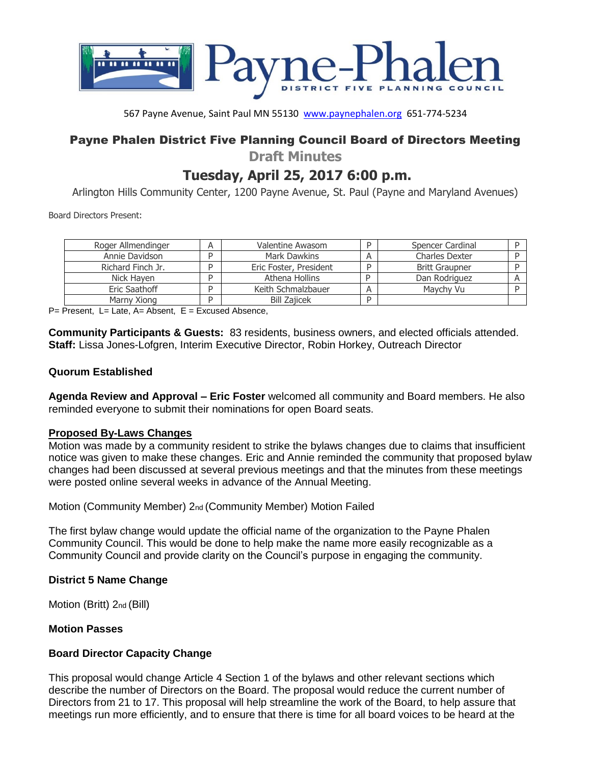# Payne-Phalen

DISTRICT FIVE PLANNING COUNCIL

567 Payne Avenue, Saint Paul MN 55130 www.paynephalen.org 651-774-5234

## Payne Phalen District Five Planning Council Board of Directors Meeting

### Draft Minutes

## Tuesday, April 25, 2017 6:00 p.m.

Arlington Hills Community Center, 1200 Payne Avenue, St. Paul (Payne and Maryland Avenues)

Board Directors Present:

| | | | | | |
|---|---|---|---|---|---|
| Roger Allmendinger | A | Valentine Awasom | P | Spencer Cardinal | P |
| Annie Davidson | P | Mark Dawkins | A | Charles Dexter | P |
| Richard Finch Jr. | P | Eric Foster, President | P | Britt Graupner | P |
| Nick Hayen | P | Athena Hollins | P | Dan Rodriguez | A |
| Eric Saathoff | P | Keith Schmalzbauer | A | Maychy Vu | P |
| Marny Xiong | P | Bill Zajicek | P | | |

P= Present, L= Late, A= Absent, E = Excused Absence,

**Community Participants & Guests:** 83 residents, business owners, and elected officials attended.
**Staff:** Lissa Jones-Lofgren, Interim Executive Director, Robin Horkey, Outreach Director

**Quorum Established**

**Agenda Review and Approval – Eric Foster** welcomed all community and Board members. He also reminded everyone to submit their nominations for open Board seats.

**<u>Proposed By-Laws Changes</u>**

Motion was made by a community resident to strike the bylaws changes due to claims that insufficient notice was given to make these changes. Eric and Annie reminded the community that proposed bylaw changes had been discussed at several previous meetings and that the minutes from these meetings were posted online several weeks in advance of the Annual Meeting.

Motion (Community Member) 2nd (Community Member) Motion Failed

The first bylaw change would update the official name of the organization to the Payne Phalen Community Council. This would be done to help make the name more easily recognizable as a Community Council and provide clarity on the Council's purpose in engaging the community.

**District 5 Name Change**

Motion (Britt) 2nd (Bill)

**Motion Passes**

**Board Director Capacity Change**

This proposal would change Article 4 Section 1 of the bylaws and other relevant sections which describe the number of Directors on the Board. The proposal would reduce the current number of Directors from 21 to 17. This proposal will help streamline the work of the Board, to help assure that meetings run more efficiently, and to ensure that there is time for all board voices to be heard at the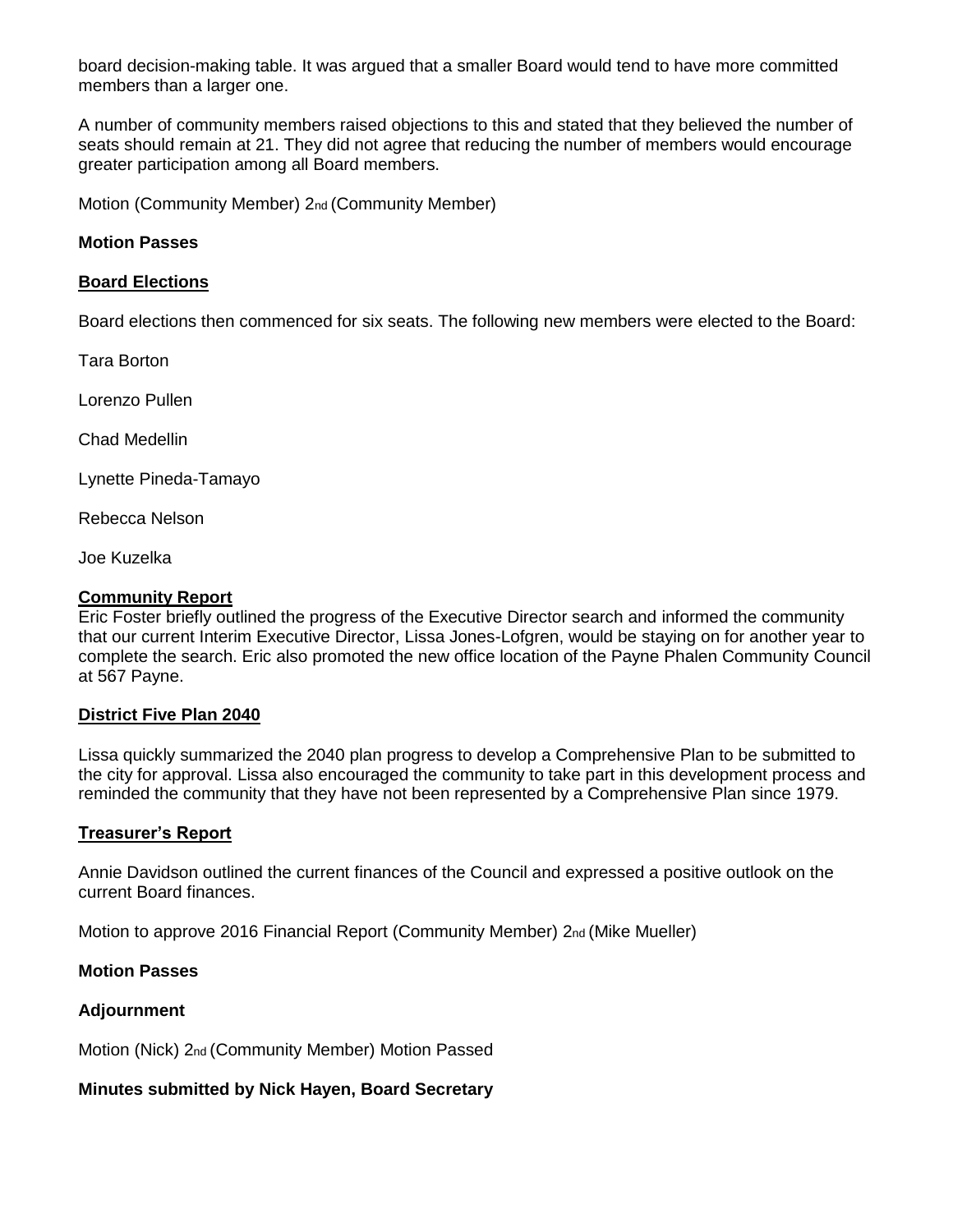board decision-making table. It was argued that a smaller Board would tend to have more committed members than a larger one.

A number of community members raised objections to this and stated that they believed the number of seats should remain at 21. They did not agree that reducing the number of members would encourage greater participation among all Board members.

Motion (Community Member) 2nd (Community Member)

**Motion Passes**

**Board Elections**

Board elections then commenced for six seats. The following new members were elected to the Board:

Tara Borton

Lorenzo Pullen

Chad Medellin

Lynette Pineda-Tamayo

Rebecca Nelson

Joe Kuzelka

**Community Report**

Eric Foster briefly outlined the progress of the Executive Director search and informed the community that our current Interim Executive Director, Lissa Jones-Lofgren, would be staying on for another year to complete the search. Eric also promoted the new office location of the Payne Phalen Community Council at 567 Payne.

**District Five Plan 2040**

Lissa quickly summarized the 2040 plan progress to develop a Comprehensive Plan to be submitted to the city for approval. Lissa also encouraged the community to take part in this development process and reminded the community that they have not been represented by a Comprehensive Plan since 1979.

**Treasurer's Report**

Annie Davidson outlined the current finances of the Council and expressed a positive outlook on the current Board finances.

Motion to approve 2016 Financial Report (Community Member) 2nd (Mike Mueller)

**Motion Passes**

**Adjournment**

Motion (Nick) 2nd (Community Member) Motion Passed

**Minutes submitted by Nick Hayen, Board Secretary**